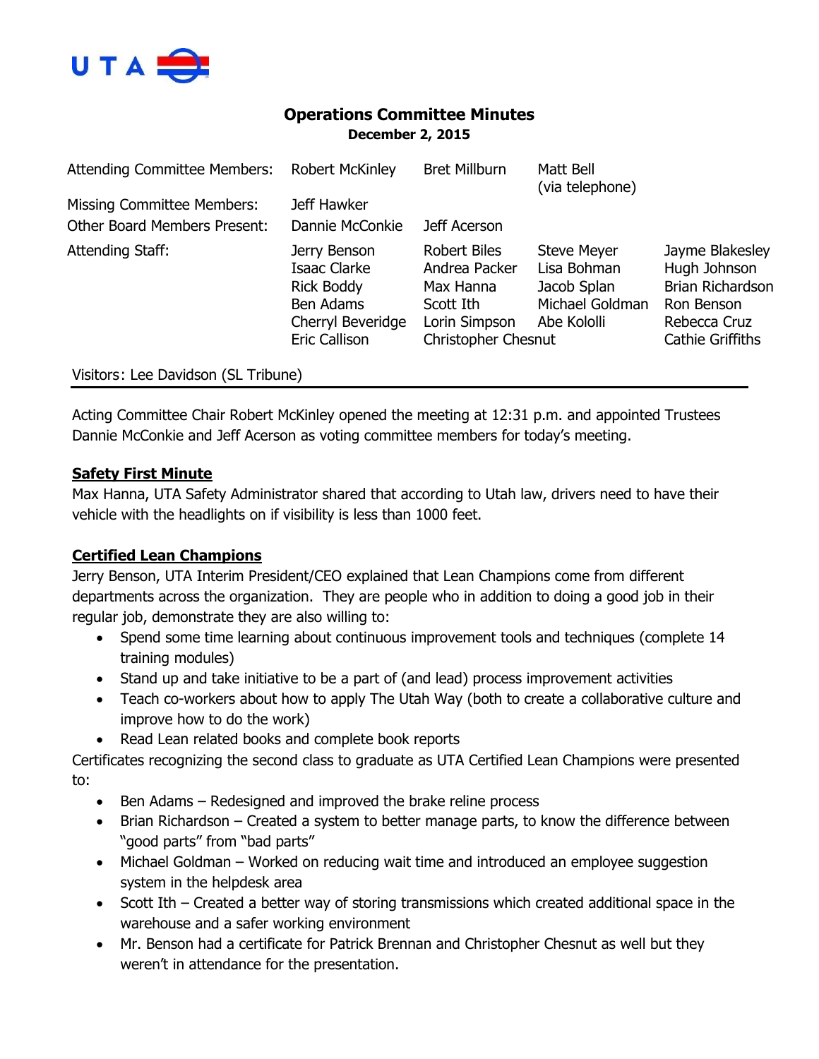# Operations Committee Minutes

**December 2, 2015**

| | | | | |
|---|---|---|---|---|
| Attending Committee Members: | Robert McKinley | Bret Millburn | Matt Bell (via telephone) | |
| Missing Committee Members: | Jeff Hawker | | | |
| Other Board Members Present: | Dannie McConkie | Jeff Acerson | | |
| Attending Staff: | Jerry Benson | Robert Biles | Steve Meyer | Jayme Blakesley |
| | Isaac Clarke | Andrea Packer | Lisa Bohman | Hugh Johnson |
| | Rick Boddy | Max Hanna | Jacob Splan | Brian Richardson |
| | Ben Adams | Scott Ith | Michael Goldman | Ron Benson |
| | Cherryl Beveridge | Lorin Simpson | Abe Kololli | Rebecca Cruz |
| | Eric Callison | Christopher Chesnut | | Cathie Griffiths |

Visitors: Lee Davidson (SL Tribune)

Acting Committee Chair Robert McKinley opened the meeting at 12:31 p.m. and appointed Trustees Dannie McConkie and Jeff Acerson as voting committee members for today's meeting.

**Safety First Minute**

Max Hanna, UTA Safety Administrator shared that according to Utah law, drivers need to have their vehicle with the headlights on if visibility is less than 1000 feet.

**Certified Lean Champions**

Jerry Benson, UTA Interim President/CEO explained that Lean Champions come from different departments across the organization. They are people who in addition to doing a good job in their regular job, demonstrate they are also willing to:

- Spend some time learning about continuous improvement tools and techniques (complete 14 training modules)
- Stand up and take initiative to be a part of (and lead) process improvement activities
- Teach co-workers about how to apply The Utah Way (both to create a collaborative culture and improve how to do the work)
- Read Lean related books and complete book reports

Certificates recognizing the second class to graduate as UTA Certified Lean Champions were presented to:

- Ben Adams – Redesigned and improved the brake reline process
- Brian Richardson – Created a system to better manage parts, to know the difference between "good parts" from "bad parts"
- Michael Goldman – Worked on reducing wait time and introduced an employee suggestion system in the helpdesk area
- Scott Ith – Created a better way of storing transmissions which created additional space in the warehouse and a safer working environment
- Mr. Benson had a certificate for Patrick Brennan and Christopher Chesnut as well but they weren't in attendance for the presentation.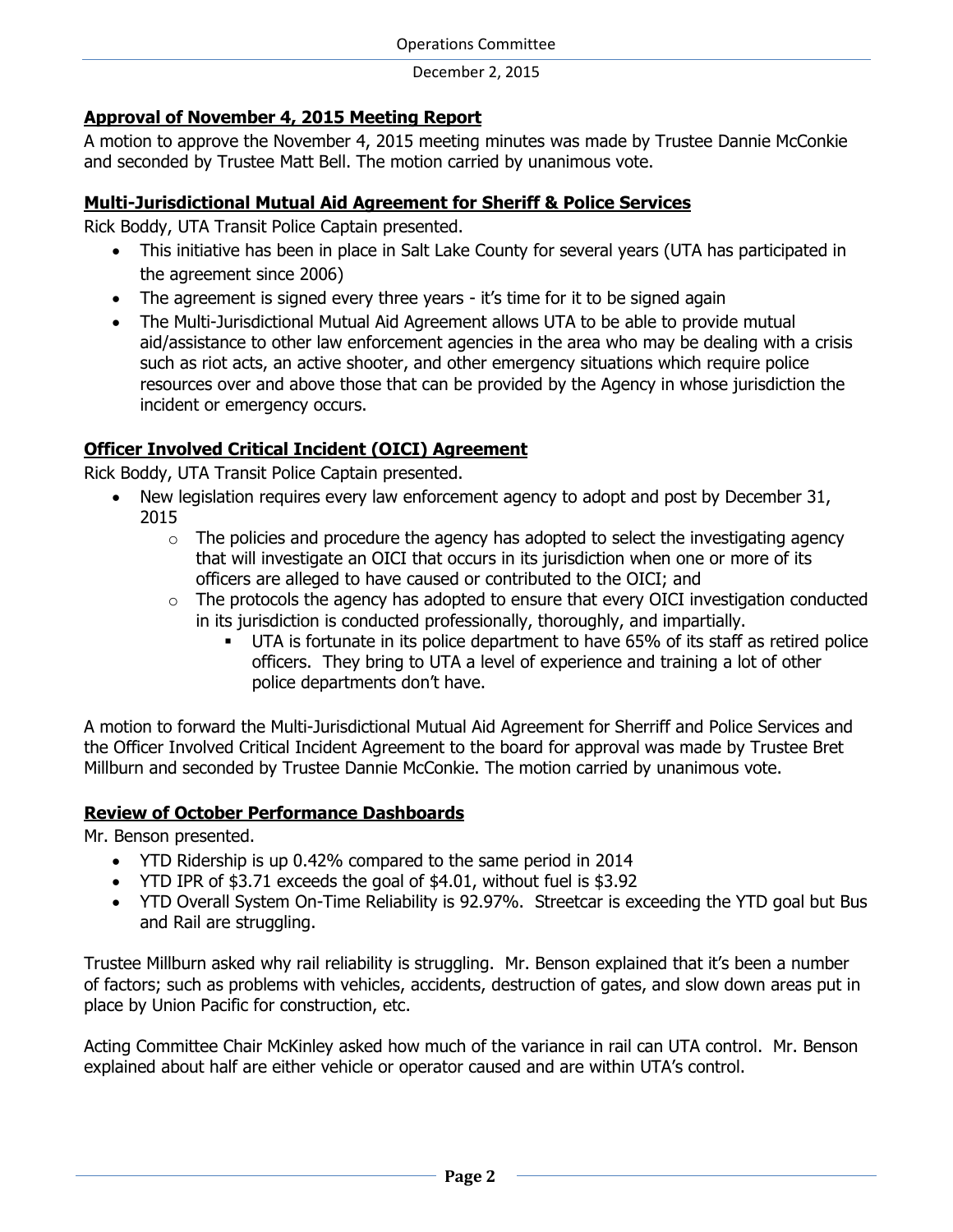### **Approval of November 4, 2015 Meeting Report**

A motion to approve the November 4, 2015 meeting minutes was made by Trustee Dannie McConkie and seconded by Trustee Matt Bell. The motion carried by unanimous vote.

### **Multi-Jurisdictional Mutual Aid Agreement for Sheriff & Police Services**

Rick Boddy, UTA Transit Police Captain presented.

- This initiative has been in place in Salt Lake County for several years (UTA has participated in the agreement since 2006)
- The agreement is signed every three years - it's time for it to be signed again
- The Multi-Jurisdictional Mutual Aid Agreement allows UTA to be able to provide mutual aid/assistance to other law enforcement agencies in the area who may be dealing with a crisis such as riot acts, an active shooter, and other emergency situations which require police resources over and above those that can be provided by the Agency in whose jurisdiction the incident or emergency occurs.

### **Officer Involved Critical Incident (OICI) Agreement**

Rick Boddy, UTA Transit Police Captain presented.

- New legislation requires every law enforcement agency to adopt and post by December 31, 2015
  - The policies and procedure the agency has adopted to select the investigating agency that will investigate an OICI that occurs in its jurisdiction when one or more of its officers are alleged to have caused or contributed to the OICI; and
  - The protocols the agency has adopted to ensure that every OICI investigation conducted in its jurisdiction is conducted professionally, thoroughly, and impartially.
    - UTA is fortunate in its police department to have 65% of its staff as retired police officers. They bring to UTA a level of experience and training a lot of other police departments don't have.

A motion to forward the Multi-Jurisdictional Mutual Aid Agreement for Sherriff and Police Services and the Officer Involved Critical Incident Agreement to the board for approval was made by Trustee Bret Millburn and seconded by Trustee Dannie McConkie. The motion carried by unanimous vote.

### **Review of October Performance Dashboards**

Mr. Benson presented.

- YTD Ridership is up 0.42% compared to the same period in 2014
- YTD IPR of $3.71 exceeds the goal of $4.01, without fuel is $3.92
- YTD Overall System On-Time Reliability is 92.97%. Streetcar is exceeding the YTD goal but Bus and Rail are struggling.

Trustee Millburn asked why rail reliability is struggling. Mr. Benson explained that it's been a number of factors; such as problems with vehicles, accidents, destruction of gates, and slow down areas put in place by Union Pacific for construction, etc.

Acting Committee Chair McKinley asked how much of the variance in rail can UTA control. Mr. Benson explained about half are either vehicle or operator caused and are within UTA's control.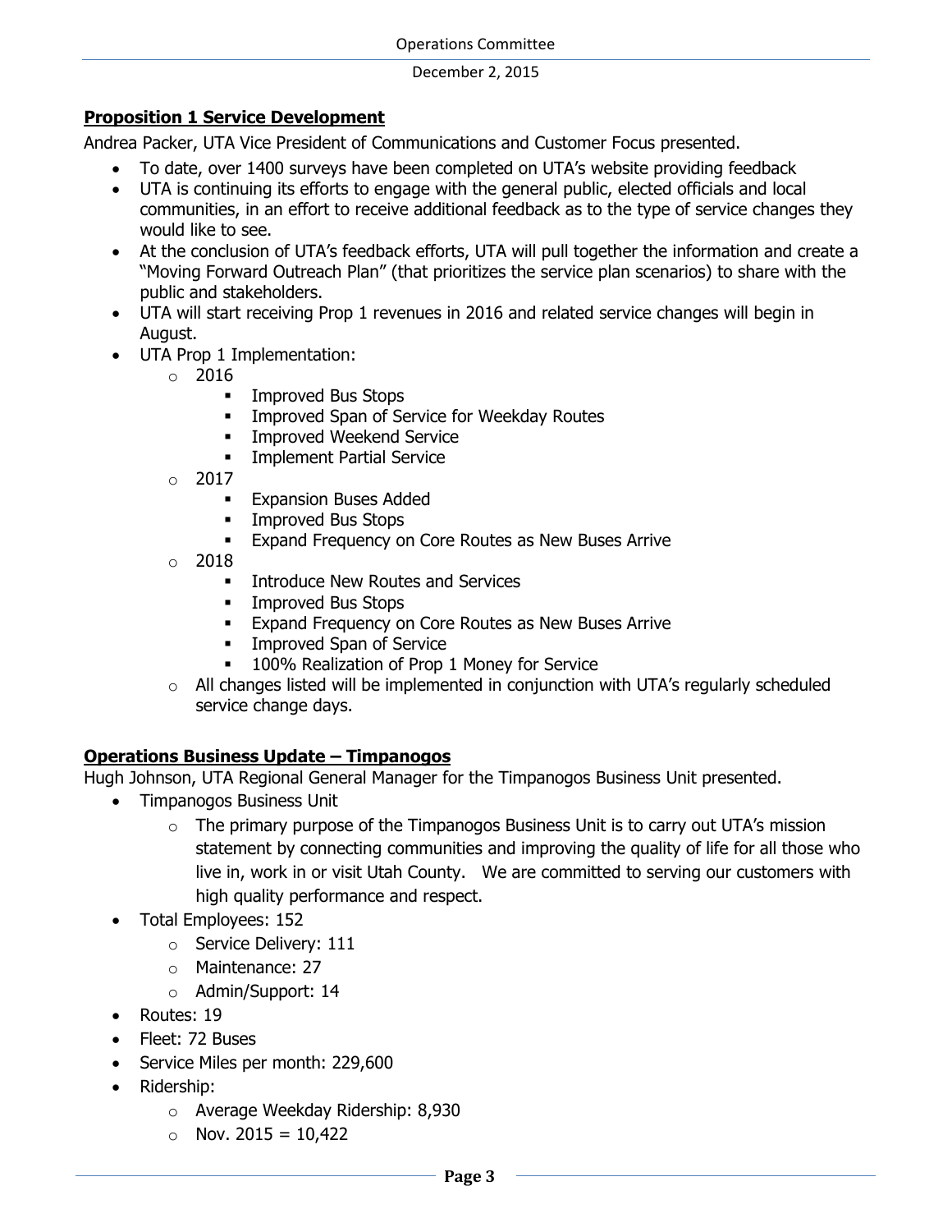## Proposition 1 Service Development

Andrea Packer, UTA Vice President of Communications and Customer Focus presented.

- To date, over 1400 surveys have been completed on UTA's website providing feedback
- UTA is continuing its efforts to engage with the general public, elected officials and local communities, in an effort to receive additional feedback as to the type of service changes they would like to see.
- At the conclusion of UTA's feedback efforts, UTA will pull together the information and create a "Moving Forward Outreach Plan" (that prioritizes the service plan scenarios) to share with the public and stakeholders.
- UTA will start receiving Prop 1 revenues in 2016 and related service changes will begin in August.
- UTA Prop 1 Implementation:
  - 2016
    - Improved Bus Stops
    - Improved Span of Service for Weekday Routes
    - Improved Weekend Service
    - Implement Partial Service
  - 2017
    - Expansion Buses Added
    - Improved Bus Stops
    - Expand Frequency on Core Routes as New Buses Arrive
  - 2018
    - Introduce New Routes and Services
    - Improved Bus Stops
    - Expand Frequency on Core Routes as New Buses Arrive
    - Improved Span of Service
    - 100% Realization of Prop 1 Money for Service
  - All changes listed will be implemented in conjunction with UTA's regularly scheduled service change days.

## Operations Business Update – Timpanogos

Hugh Johnson, UTA Regional General Manager for the Timpanogos Business Unit presented.

- Timpanogos Business Unit
  - The primary purpose of the Timpanogos Business Unit is to carry out UTA's mission statement by connecting communities and improving the quality of life for all those who live in, work in or visit Utah County. We are committed to serving our customers with high quality performance and respect.
- Total Employees: 152
  - Service Delivery: 111
  - Maintenance: 27
  - Admin/Support: 14
- Routes: 19
- Fleet: 72 Buses
- Service Miles per month: 229,600
- Ridership:
  - Average Weekday Ridership: 8,930
  - Nov. 2015 = 10,422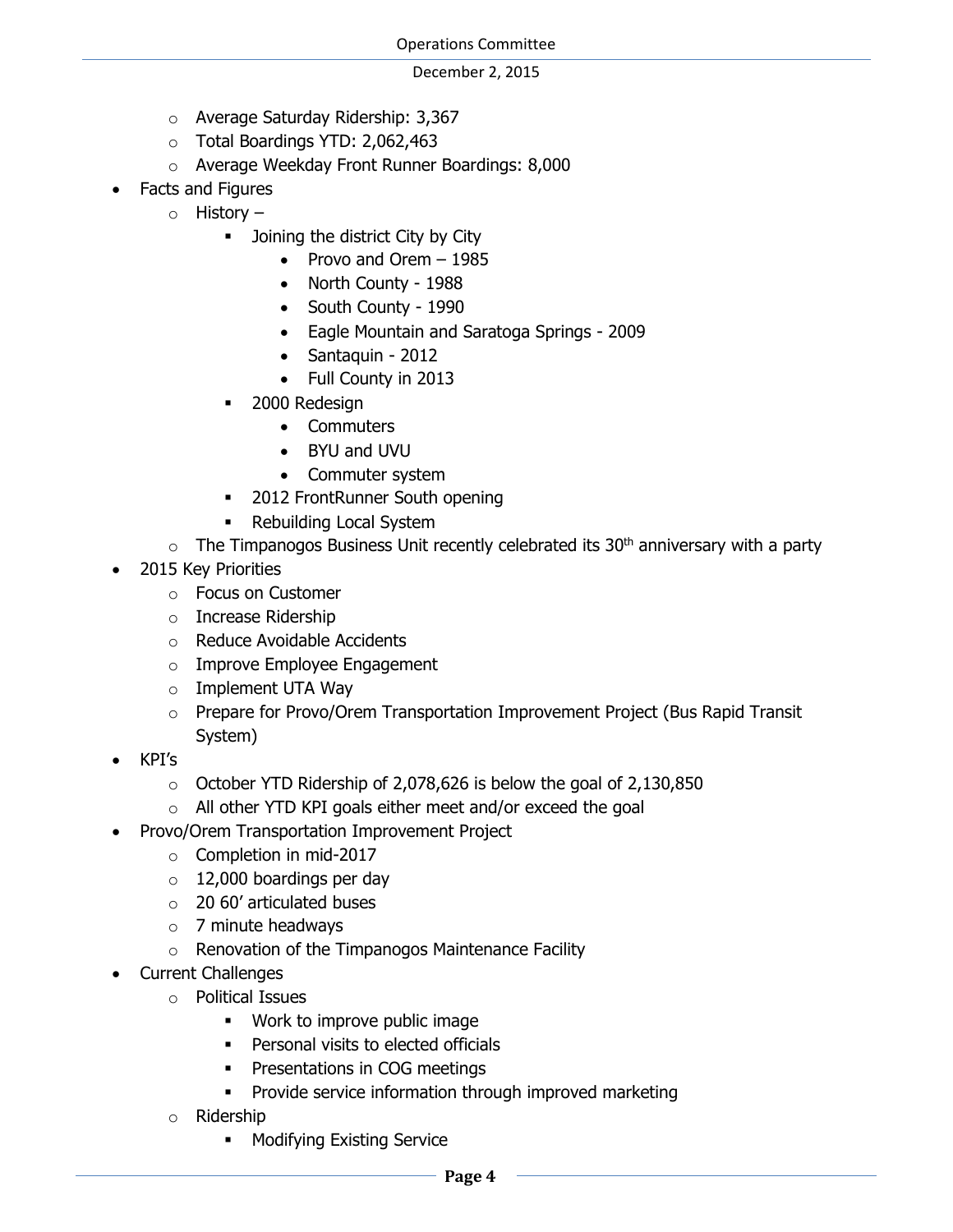- Average Saturday Ridership: 3,367
  - Total Boardings YTD: 2,062,463
  - Average Weekday Front Runner Boardings: 8,000
- Facts and Figures
  - History –
    - Joining the district City by City
      - Provo and Orem – 1985
      - North County - 1988
      - South County - 1990
      - Eagle Mountain and Saratoga Springs - 2009
      - Santaquin - 2012
      - Full County in 2013
    - 2000 Redesign
      - Commuters
      - BYU and UVU
      - Commuter system
    - 2012 FrontRunner South opening
    - Rebuilding Local System
  - The Timpanogos Business Unit recently celebrated its 30th anniversary with a party
- 2015 Key Priorities
  - Focus on Customer
  - Increase Ridership
  - Reduce Avoidable Accidents
  - Improve Employee Engagement
  - Implement UTA Way
  - Prepare for Provo/Orem Transportation Improvement Project (Bus Rapid Transit System)
- KPI's
  - October YTD Ridership of 2,078,626 is below the goal of 2,130,850
  - All other YTD KPI goals either meet and/or exceed the goal
- Provo/Orem Transportation Improvement Project
  - Completion in mid-2017
  - 12,000 boardings per day
  - 20 60' articulated buses
  - 7 minute headways
  - Renovation of the Timpanogos Maintenance Facility
- Current Challenges
  - Political Issues
    - Work to improve public image
    - Personal visits to elected officials
    - Presentations in COG meetings
    - Provide service information through improved marketing
  - Ridership
    - Modifying Existing Service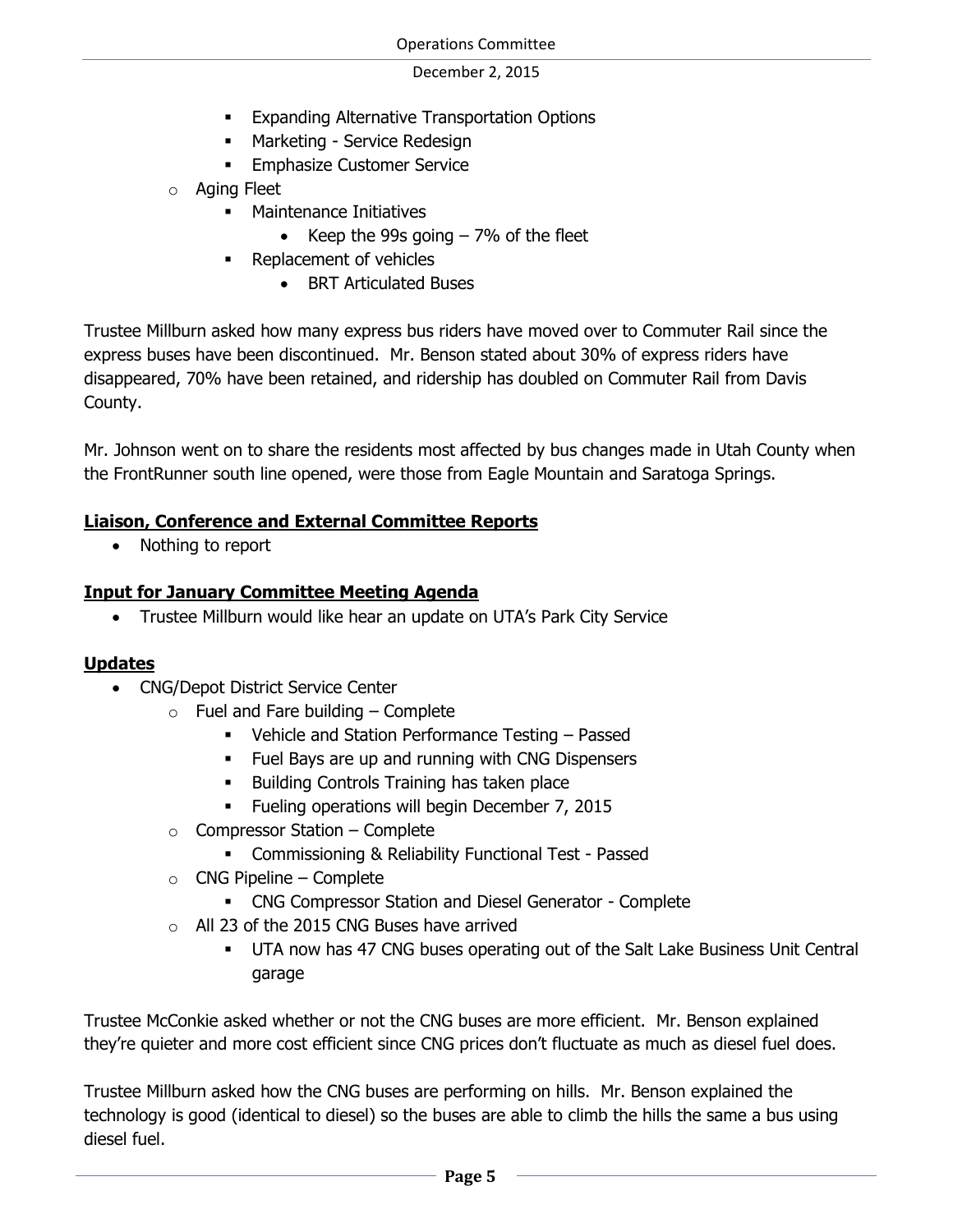- Expanding Alternative Transportation Options
        - Marketing - Service Redesign
        - Emphasize Customer Service
    - Aging Fleet
        - Maintenance Initiatives
            - Keep the 99s going – 7% of the fleet
        - Replacement of vehicles
            - BRT Articulated Buses

Trustee Millburn asked how many express bus riders have moved over to Commuter Rail since the express buses have been discontinued. Mr. Benson stated about 30% of express riders have disappeared, 70% have been retained, and ridership has doubled on Commuter Rail from Davis County.

Mr. Johnson went on to share the residents most affected by bus changes made in Utah County when the FrontRunner south line opened, were those from Eagle Mountain and Saratoga Springs.

**Liaison, Conference and External Committee Reports**

- Nothing to report

**Input for January Committee Meeting Agenda**

- Trustee Millburn would like hear an update on UTA's Park City Service

**Updates**

- CNG/Depot District Service Center
    - Fuel and Fare building – Complete
        - Vehicle and Station Performance Testing – Passed
        - Fuel Bays are up and running with CNG Dispensers
        - Building Controls Training has taken place
        - Fueling operations will begin December 7, 2015
    - Compressor Station – Complete
        - Commissioning & Reliability Functional Test - Passed
    - CNG Pipeline – Complete
        - CNG Compressor Station and Diesel Generator - Complete
    - All 23 of the 2015 CNG Buses have arrived
        - UTA now has 47 CNG buses operating out of the Salt Lake Business Unit Central garage

Trustee McConkie asked whether or not the CNG buses are more efficient. Mr. Benson explained they're quieter and more cost efficient since CNG prices don't fluctuate as much as diesel fuel does.

Trustee Millburn asked how the CNG buses are performing on hills. Mr. Benson explained the technology is good (identical to diesel) so the buses are able to climb the hills the same a bus using diesel fuel.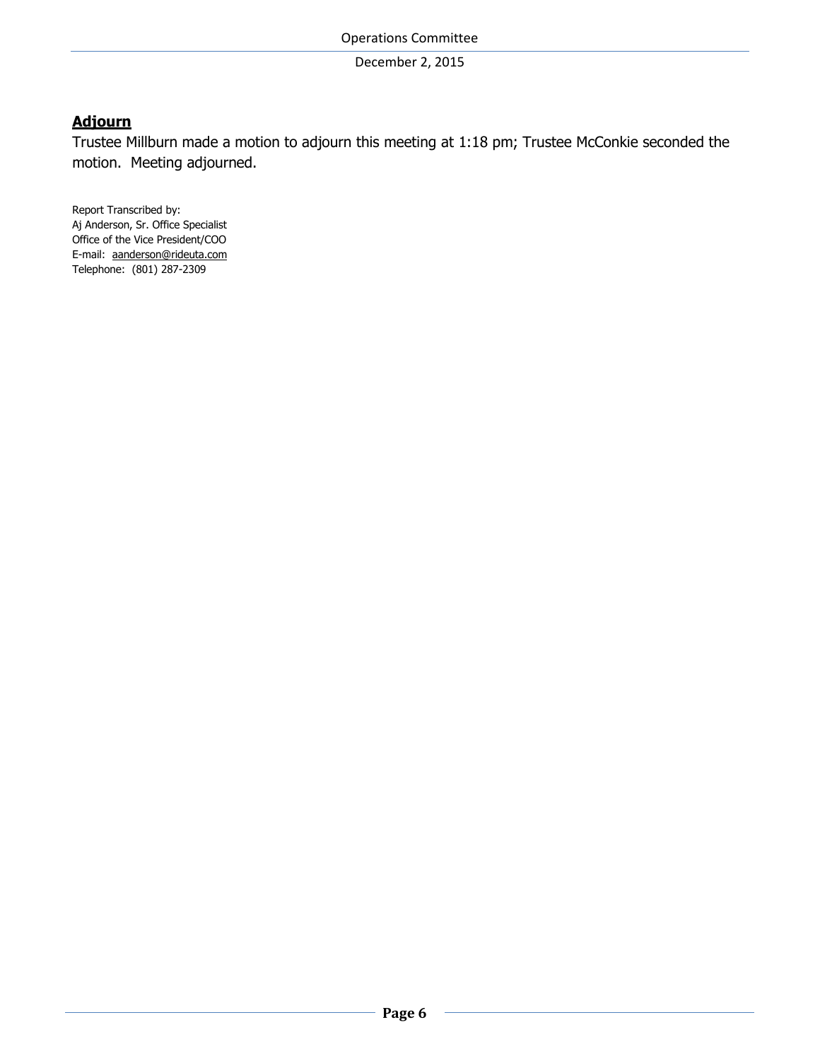## **Adjourn**

Trustee Millburn made a motion to adjourn this meeting at 1:18 pm; Trustee McConkie seconded the motion. Meeting adjourned.

Report Transcribed by:
Aj Anderson, Sr. Office Specialist
Office of the Vice President/COO
E-mail: aanderson@rideuta.com
Telephone: (801) 287-2309